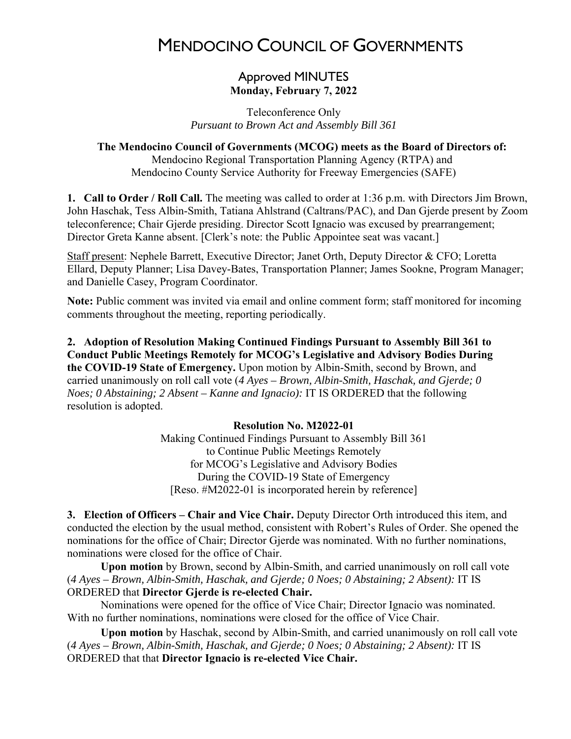# MENDOCINO COUNCIL OF GOVERNMENTS

## Approved MINUTES
**Monday, February 7, 2022**

Teleconference Only
*Pursuant to Brown Act and Assembly Bill 361*

**The Mendocino Council of Governments (MCOG) meets as the Board of Directors of:**
Mendocino Regional Transportation Planning Agency (RTPA) and
Mendocino County Service Authority for Freeway Emergencies (SAFE)

**1. Call to Order / Roll Call.** The meeting was called to order at 1:36 p.m. with Directors Jim Brown, John Haschak, Tess Albin-Smith, Tatiana Ahlstrand (Caltrans/PAC), and Dan Gjerde present by Zoom teleconference; Chair Gjerde presiding. Director Scott Ignacio was excused by prearrangement; Director Greta Kanne absent. [Clerk's note: the Public Appointee seat was vacant.]

Staff present: Nephele Barrett, Executive Director; Janet Orth, Deputy Director & CFO; Loretta Ellard, Deputy Planner; Lisa Davey-Bates, Transportation Planner; James Sookne, Program Manager; and Danielle Casey, Program Coordinator.

**Note:** Public comment was invited via email and online comment form; staff monitored for incoming comments throughout the meeting, reporting periodically.

**2. Adoption of Resolution Making Continued Findings Pursuant to Assembly Bill 361 to Conduct Public Meetings Remotely for MCOG's Legislative and Advisory Bodies During the COVID-19 State of Emergency.** Upon motion by Albin-Smith, second by Brown, and carried unanimously on roll call vote (*4 Ayes – Brown, Albin-Smith, Haschak, and Gjerde; 0 Noes; 0 Abstaining; 2 Absent – Kanne and Ignacio):* IT IS ORDERED that the following resolution is adopted.

**Resolution No. M2022-01**
Making Continued Findings Pursuant to Assembly Bill 361
to Continue Public Meetings Remotely
for MCOG's Legislative and Advisory Bodies
During the COVID-19 State of Emergency
[Reso. #M2022-01 is incorporated herein by reference]

**3. Election of Officers – Chair and Vice Chair.** Deputy Director Orth introduced this item, and conducted the election by the usual method, consistent with Robert's Rules of Order. She opened the nominations for the office of Chair; Director Gjerde was nominated. With no further nominations, nominations were closed for the office of Chair.

**Upon motion** by Brown, second by Albin-Smith, and carried unanimously on roll call vote (*4 Ayes – Brown, Albin-Smith, Haschak, and Gjerde; 0 Noes; 0 Abstaining; 2 Absent):* IT IS ORDERED that **Director Gjerde is re-elected Chair.**

Nominations were opened for the office of Vice Chair; Director Ignacio was nominated. With no further nominations, nominations were closed for the office of Vice Chair.

**Upon motion** by Haschak, second by Albin-Smith, and carried unanimously on roll call vote (*4 Ayes – Brown, Albin-Smith, Haschak, and Gjerde; 0 Noes; 0 Abstaining; 2 Absent):* IT IS ORDERED that that **Director Ignacio is re-elected Vice Chair.**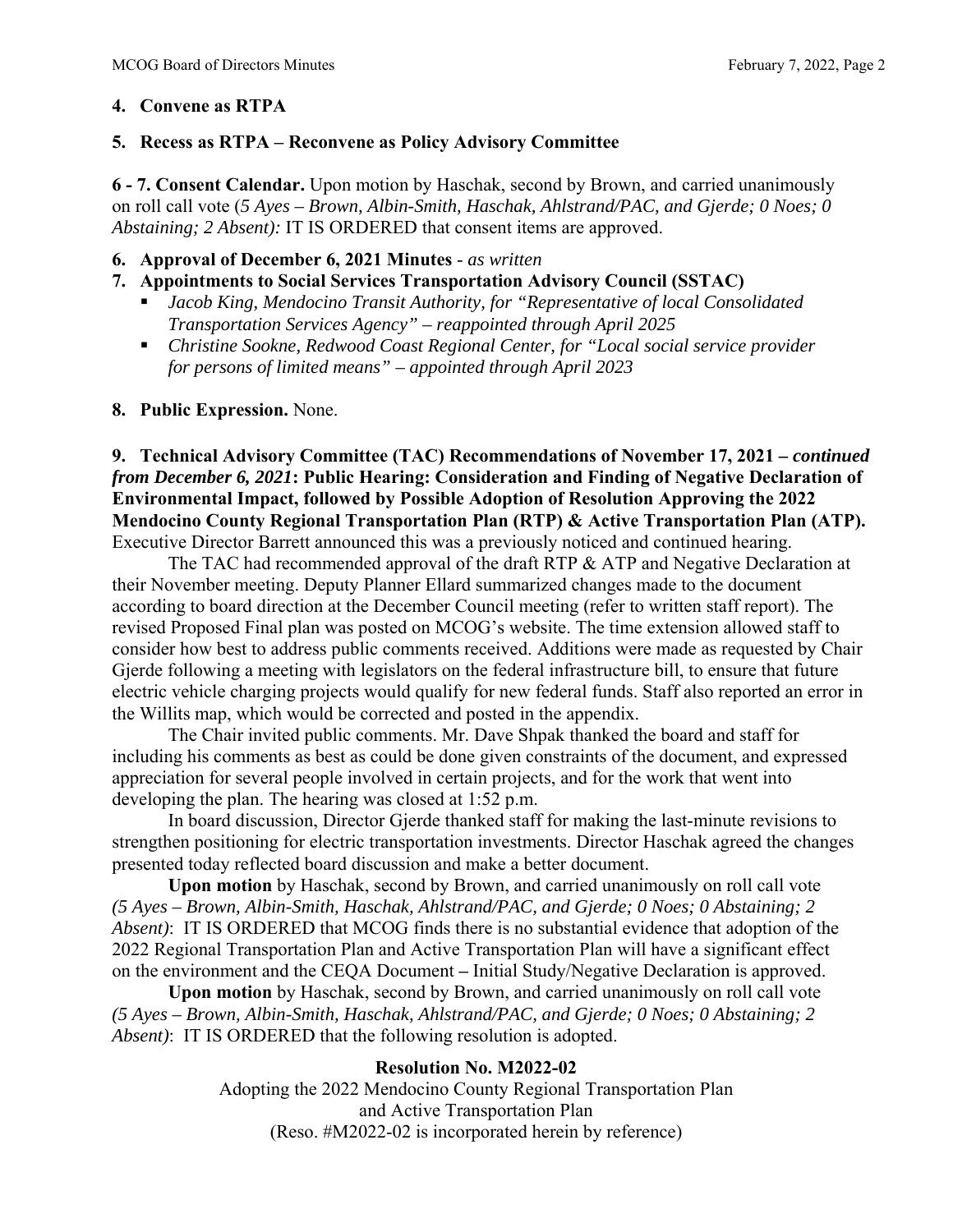**4. Convene as RTPA**

**5. Recess as RTPA – Reconvene as Policy Advisory Committee**

**6 - 7. Consent Calendar.** Upon motion by Haschak, second by Brown, and carried unanimously on roll call vote (*5 Ayes – Brown, Albin-Smith, Haschak, Ahlstrand/PAC, and Gjerde; 0 Noes; 0 Abstaining; 2 Absent):* IT IS ORDERED that consent items are approved.

**6. Approval of December 6, 2021 Minutes** - *as written*

**7. Appointments to Social Services Transportation Advisory Council (SSTAC)**

- *Jacob King, Mendocino Transit Authority, for "Representative of local Consolidated Transportation Services Agency" – reappointed through April 2025*
- *Christine Sookne, Redwood Coast Regional Center, for "Local social service provider for persons of limited means" – appointed through April 2023*

**8. Public Expression.** None.

**9. Technical Advisory Committee (TAC) Recommendations of November 17, 2021 – *continued from December 6, 2021*: Public Hearing: Consideration and Finding of Negative Declaration of Environmental Impact, followed by Possible Adoption of Resolution Approving the 2022 Mendocino County Regional Transportation Plan (RTP) & Active Transportation Plan (ATP).** Executive Director Barrett announced this was a previously noticed and continued hearing.

The TAC had recommended approval of the draft RTP & ATP and Negative Declaration at their November meeting. Deputy Planner Ellard summarized changes made to the document according to board direction at the December Council meeting (refer to written staff report). The revised Proposed Final plan was posted on MCOG's website. The time extension allowed staff to consider how best to address public comments received. Additions were made as requested by Chair Gjerde following a meeting with legislators on the federal infrastructure bill, to ensure that future electric vehicle charging projects would qualify for new federal funds. Staff also reported an error in the Willits map, which would be corrected and posted in the appendix.

The Chair invited public comments. Mr. Dave Shpak thanked the board and staff for including his comments as best as could be done given constraints of the document, and expressed appreciation for several people involved in certain projects, and for the work that went into developing the plan. The hearing was closed at 1:52 p.m.

In board discussion, Director Gjerde thanked staff for making the last-minute revisions to strengthen positioning for electric transportation investments. Director Haschak agreed the changes presented today reflected board discussion and make a better document.

**Upon motion** by Haschak, second by Brown, and carried unanimously on roll call vote *(5 Ayes – Brown, Albin-Smith, Haschak, Ahlstrand/PAC, and Gjerde; 0 Noes; 0 Abstaining; 2 Absent)*: IT IS ORDERED that MCOG finds there is no substantial evidence that adoption of the 2022 Regional Transportation Plan and Active Transportation Plan will have a significant effect on the environment and the CEQA Document **–** Initial Study/Negative Declaration is approved.

**Upon motion** by Haschak, second by Brown, and carried unanimously on roll call vote *(5 Ayes – Brown, Albin-Smith, Haschak, Ahlstrand/PAC, and Gjerde; 0 Noes; 0 Abstaining; 2 Absent)*: IT IS ORDERED that the following resolution is adopted.

**Resolution No. M2022-02**

Adopting the 2022 Mendocino County Regional Transportation Plan and Active Transportation Plan
(Reso. #M2022-02 is incorporated herein by reference)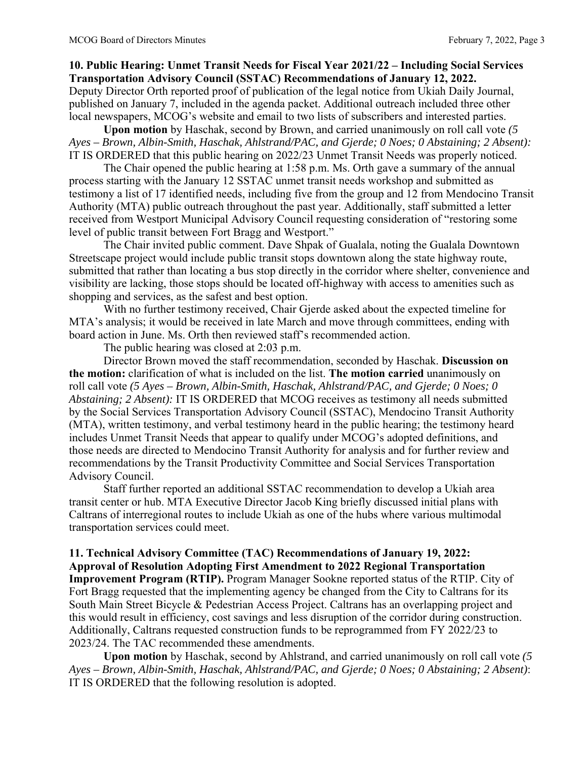**10. Public Hearing: Unmet Transit Needs for Fiscal Year 2021/22 – Including Social Services Transportation Advisory Council (SSTAC) Recommendations of January 12, 2022.** Deputy Director Orth reported proof of publication of the legal notice from Ukiah Daily Journal, published on January 7, included in the agenda packet. Additional outreach included three other local newspapers, MCOG's website and email to two lists of subscribers and interested parties.

**Upon motion** by Haschak, second by Brown, and carried unanimously on roll call vote *(5 Ayes – Brown, Albin-Smith, Haschak, Ahlstrand/PAC, and Gjerde; 0 Noes; 0 Abstaining; 2 Absent):* IT IS ORDERED that this public hearing on 2022/23 Unmet Transit Needs was properly noticed.

The Chair opened the public hearing at 1:58 p.m. Ms. Orth gave a summary of the annual process starting with the January 12 SSTAC unmet transit needs workshop and submitted as testimony a list of 17 identified needs, including five from the group and 12 from Mendocino Transit Authority (MTA) public outreach throughout the past year. Additionally, staff submitted a letter received from Westport Municipal Advisory Council requesting consideration of "restoring some level of public transit between Fort Bragg and Westport."

The Chair invited public comment. Dave Shpak of Gualala, noting the Gualala Downtown Streetscape project would include public transit stops downtown along the state highway route, submitted that rather than locating a bus stop directly in the corridor where shelter, convenience and visibility are lacking, those stops should be located off-highway with access to amenities such as shopping and services, as the safest and best option.

With no further testimony received, Chair Gjerde asked about the expected timeline for MTA's analysis; it would be received in late March and move through committees, ending with board action in June. Ms. Orth then reviewed staff's recommended action.

The public hearing was closed at 2:03 p.m.

Director Brown moved the staff recommendation, seconded by Haschak. **Discussion on the motion:** clarification of what is included on the list. **The motion carried** unanimously on roll call vote *(5 Ayes – Brown, Albin-Smith, Haschak, Ahlstrand/PAC, and Gjerde; 0 Noes; 0 Abstaining; 2 Absent):* IT IS ORDERED that MCOG receives as testimony all needs submitted by the Social Services Transportation Advisory Council (SSTAC), Mendocino Transit Authority (MTA), written testimony, and verbal testimony heard in the public hearing; the testimony heard includes Unmet Transit Needs that appear to qualify under MCOG's adopted definitions, and those needs are directed to Mendocino Transit Authority for analysis and for further review and recommendations by the Transit Productivity Committee and Social Services Transportation Advisory Council.

Staff further reported an additional SSTAC recommendation to develop a Ukiah area transit center or hub. MTA Executive Director Jacob King briefly discussed initial plans with Caltrans of interregional routes to include Ukiah as one of the hubs where various multimodal transportation services could meet.

**11. Technical Advisory Committee (TAC) Recommendations of January 19, 2022: Approval of Resolution Adopting First Amendment to 2022 Regional Transportation Improvement Program (RTIP).** Program Manager Sookne reported status of the RTIP. City of Fort Bragg requested that the implementing agency be changed from the City to Caltrans for its South Main Street Bicycle & Pedestrian Access Project. Caltrans has an overlapping project and this would result in efficiency, cost savings and less disruption of the corridor during construction. Additionally, Caltrans requested construction funds to be reprogrammed from FY 2022/23 to 2023/24. The TAC recommended these amendments.

**Upon motion** by Haschak, second by Ahlstrand, and carried unanimously on roll call vote *(5 Ayes – Brown, Albin-Smith, Haschak, Ahlstrand/PAC, and Gjerde; 0 Noes; 0 Abstaining; 2 Absent)*: IT IS ORDERED that the following resolution is adopted.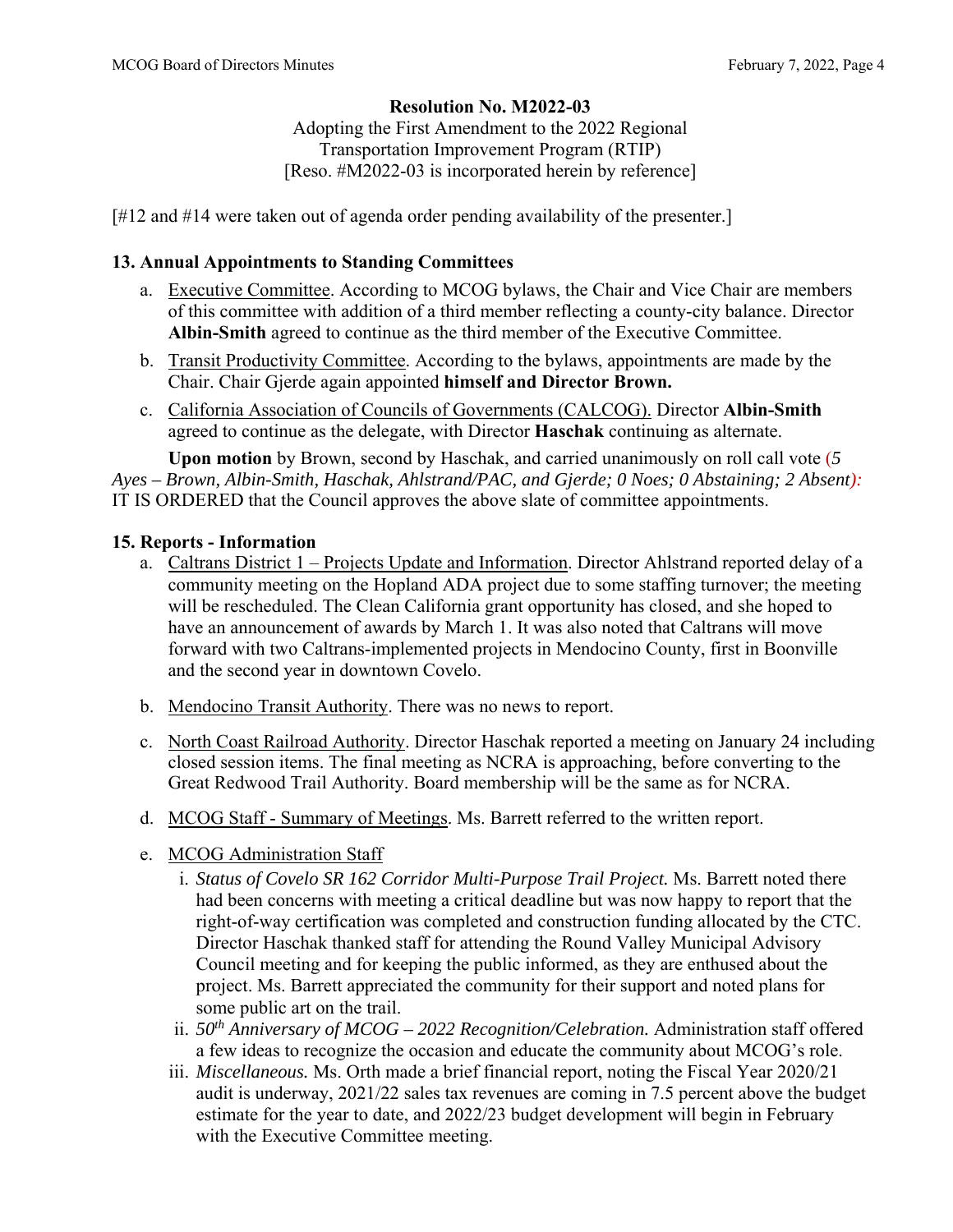**Resolution No. M2022-03**
Adopting the First Amendment to the 2022 Regional
Transportation Improvement Program (RTIP)
[Reso. #M2022-03 is incorporated herein by reference]

[#12 and #14 were taken out of agenda order pending availability of the presenter.]

**13. Annual Appointments to Standing Committees**

a. Executive Committee. According to MCOG bylaws, the Chair and Vice Chair are members of this committee with addition of a third member reflecting a county-city balance. Director **Albin-Smith** agreed to continue as the third member of the Executive Committee.

b. Transit Productivity Committee. According to the bylaws, appointments are made by the Chair. Chair Gjerde again appointed **himself and Director Brown.**

c. California Association of Councils of Governments (CALCOG). Director **Albin-Smith** agreed to continue as the delegate, with Director **Haschak** continuing as alternate.

**Upon motion** by Brown, second by Haschak, and carried unanimously on roll call vote (*5 Ayes – Brown, Albin-Smith, Haschak, Ahlstrand/PAC, and Gjerde; 0 Noes; 0 Abstaining; 2 Absent*): IT IS ORDERED that the Council approves the above slate of committee appointments.

**15. Reports - Information**

a. Caltrans District 1 – Projects Update and Information. Director Ahlstrand reported delay of a community meeting on the Hopland ADA project due to some staffing turnover; the meeting will be rescheduled. The Clean California grant opportunity has closed, and she hoped to have an announcement of awards by March 1. It was also noted that Caltrans will move forward with two Caltrans-implemented projects in Mendocino County, first in Boonville and the second year in downtown Covelo.

b. Mendocino Transit Authority. There was no news to report.

c. North Coast Railroad Authority. Director Haschak reported a meeting on January 24 including closed session items. The final meeting as NCRA is approaching, before converting to the Great Redwood Trail Authority. Board membership will be the same as for NCRA.

d. MCOG Staff - Summary of Meetings. Ms. Barrett referred to the written report.

e. MCOG Administration Staff

   i. *Status of Covelo SR 162 Corridor Multi-Purpose Trail Project.* Ms. Barrett noted there had been concerns with meeting a critical deadline but was now happy to report that the right-of-way certification was completed and construction funding allocated by the CTC. Director Haschak thanked staff for attending the Round Valley Municipal Advisory Council meeting and for keeping the public informed, as they are enthused about the project. Ms. Barrett appreciated the community for their support and noted plans for some public art on the trail.

   ii. *50th Anniversary of MCOG – 2022 Recognition/Celebration.* Administration staff offered a few ideas to recognize the occasion and educate the community about MCOG's role.

   iii. *Miscellaneous.* Ms. Orth made a brief financial report, noting the Fiscal Year 2020/21 audit is underway, 2021/22 sales tax revenues are coming in 7.5 percent above the budget estimate for the year to date, and 2022/23 budget development will begin in February with the Executive Committee meeting.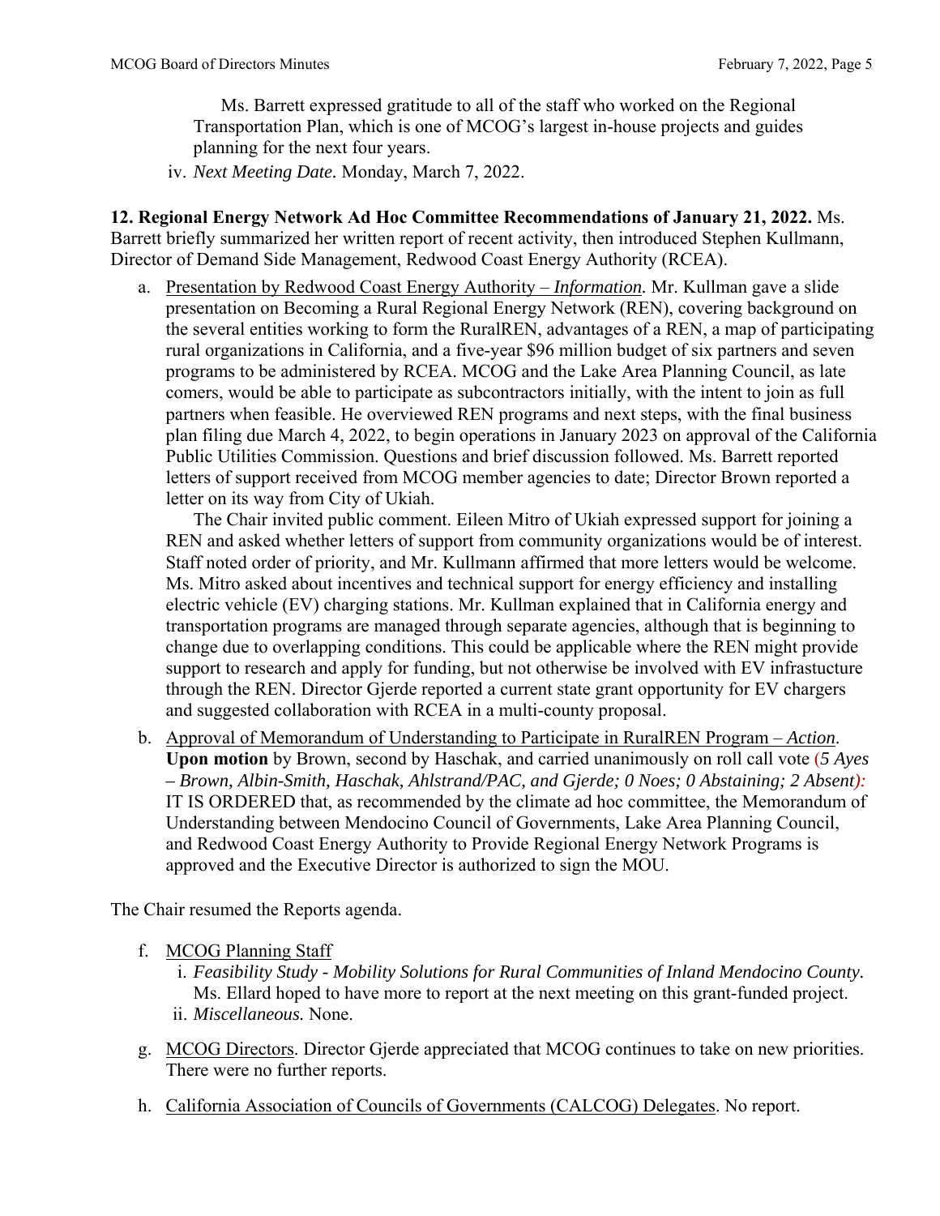Ms. Barrett expressed gratitude to all of the staff who worked on the Regional Transportation Plan, which is one of MCOG's largest in-house projects and guides planning for the next four years.

iv. *Next Meeting Date.* Monday, March 7, 2022.

**12. Regional Energy Network Ad Hoc Committee Recommendations of January 21, 2022.** Ms. Barrett briefly summarized her written report of recent activity, then introduced Stephen Kullmann, Director of Demand Side Management, Redwood Coast Energy Authority (RCEA).

a. Presentation by Redwood Coast Energy Authority – *Information.* Mr. Kullman gave a slide presentation on Becoming a Rural Regional Energy Network (REN), covering background on the several entities working to form the RuralREN, advantages of a REN, a map of participating rural organizations in California, and a five-year $96 million budget of six partners and seven programs to be administered by RCEA. MCOG and the Lake Area Planning Council, as late comers, would be able to participate as subcontractors initially, with the intent to join as full partners when feasible. He overviewed REN programs and next steps, with the final business plan filing due March 4, 2022, to begin operations in January 2023 on approval of the California Public Utilities Commission. Questions and brief discussion followed. Ms. Barrett reported letters of support received from MCOG member agencies to date; Director Brown reported a letter on its way from City of Ukiah.

   The Chair invited public comment. Eileen Mitro of Ukiah expressed support for joining a REN and asked whether letters of support from community organizations would be of interest. Staff noted order of priority, and Mr. Kullmann affirmed that more letters would be welcome. Ms. Mitro asked about incentives and technical support for energy efficiency and installing electric vehicle (EV) charging stations. Mr. Kullman explained that in California energy and transportation programs are managed through separate agencies, although that is beginning to change due to overlapping conditions. This could be applicable where the REN might provide support to research and apply for funding, but not otherwise be involved with EV infrastucture through the REN. Director Gjerde reported a current state grant opportunity for EV chargers and suggested collaboration with RCEA in a multi-county proposal.

b. Approval of Memorandum of Understanding to Participate in RuralREN Program – *Action*. **Upon motion** by Brown, second by Haschak, and carried unanimously on roll call vote (*5 Ayes – Brown, Albin-Smith, Haschak, Ahlstrand/PAC, and Gjerde; 0 Noes; 0 Abstaining; 2 Absent*): IT IS ORDERED that, as recommended by the climate ad hoc committee, the Memorandum of Understanding between Mendocino Council of Governments, Lake Area Planning Council, and Redwood Coast Energy Authority to Provide Regional Energy Network Programs is approved and the Executive Director is authorized to sign the MOU.

The Chair resumed the Reports agenda.

f. MCOG Planning Staff
   i. *Feasibility Study - Mobility Solutions for Rural Communities of Inland Mendocino County.* Ms. Ellard hoped to have more to report at the next meeting on this grant-funded project.
   ii. *Miscellaneous.* None.

g. MCOG Directors. Director Gjerde appreciated that MCOG continues to take on new priorities. There were no further reports.

h. California Association of Councils of Governments (CALCOG) Delegates. No report.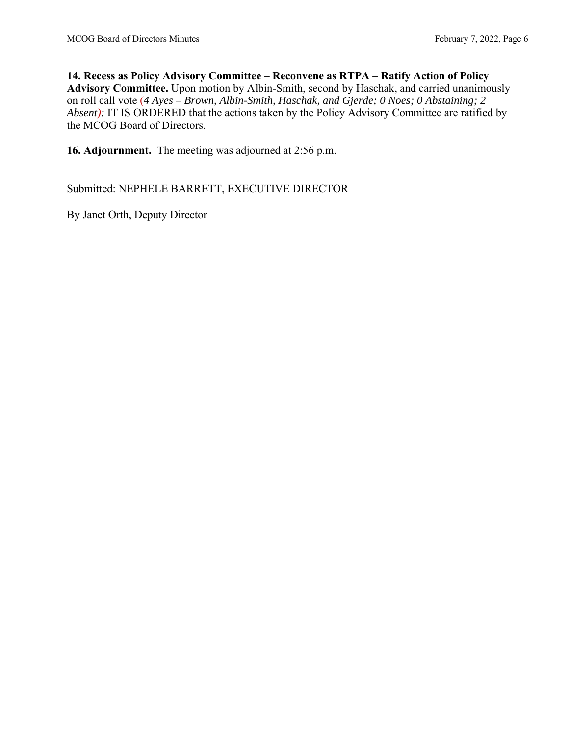**14. Recess as Policy Advisory Committee – Reconvene as RTPA – Ratify Action of Policy Advisory Committee.** Upon motion by Albin-Smith, second by Haschak, and carried unanimously on roll call vote (*4 Ayes – Brown, Albin-Smith, Haschak, and Gjerde; 0 Noes; 0 Abstaining; 2 Absent*): IT IS ORDERED that the actions taken by the Policy Advisory Committee are ratified by the MCOG Board of Directors.

**16. Adjournment.** The meeting was adjourned at 2:56 p.m.

Submitted: NEPHELE BARRETT, EXECUTIVE DIRECTOR

By Janet Orth, Deputy Director